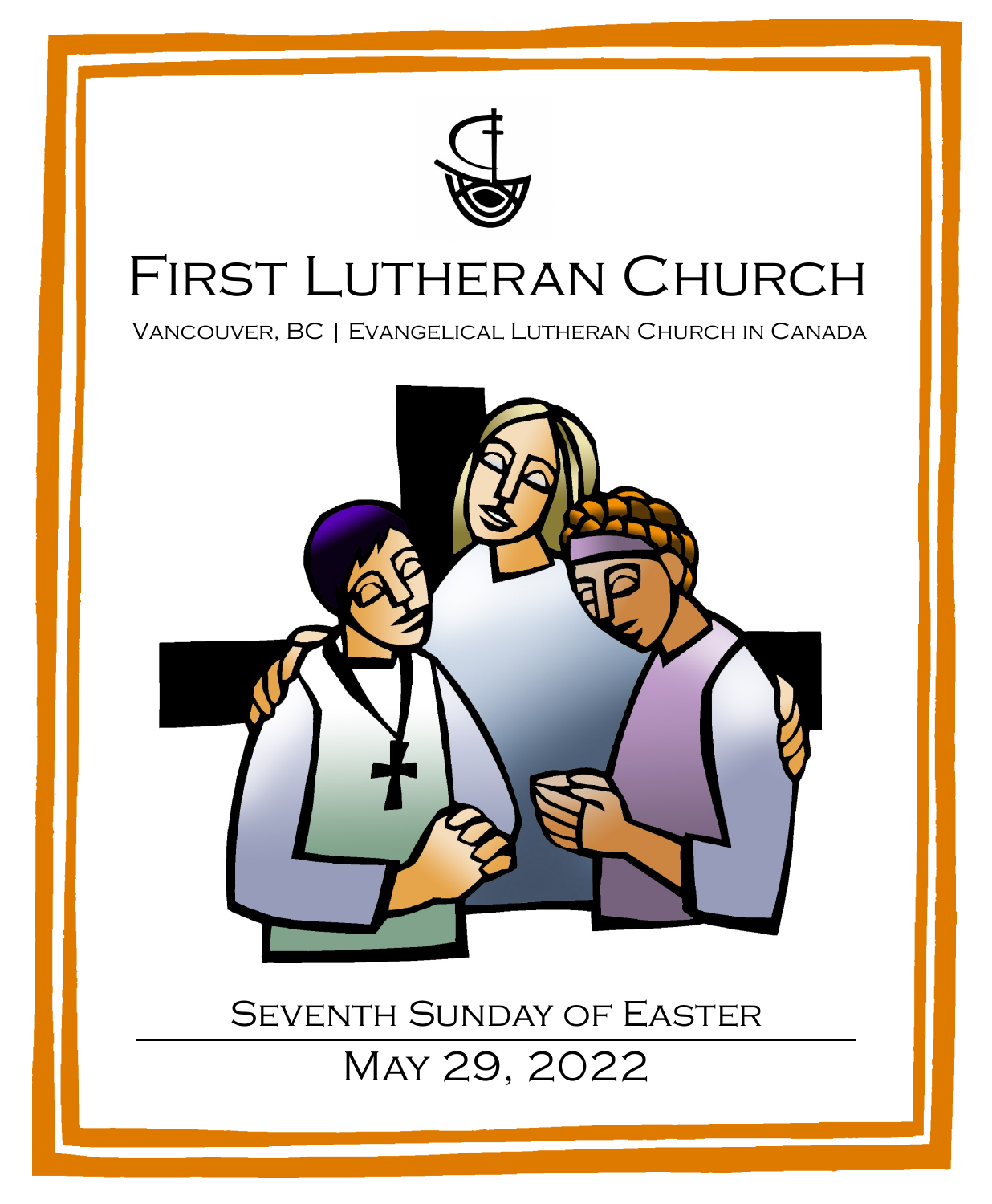# First Lutheran Church

Vancouver, BC | Evangelical Lutheran Church in Canada

## Seventh Sunday of Easter

May 29, 2022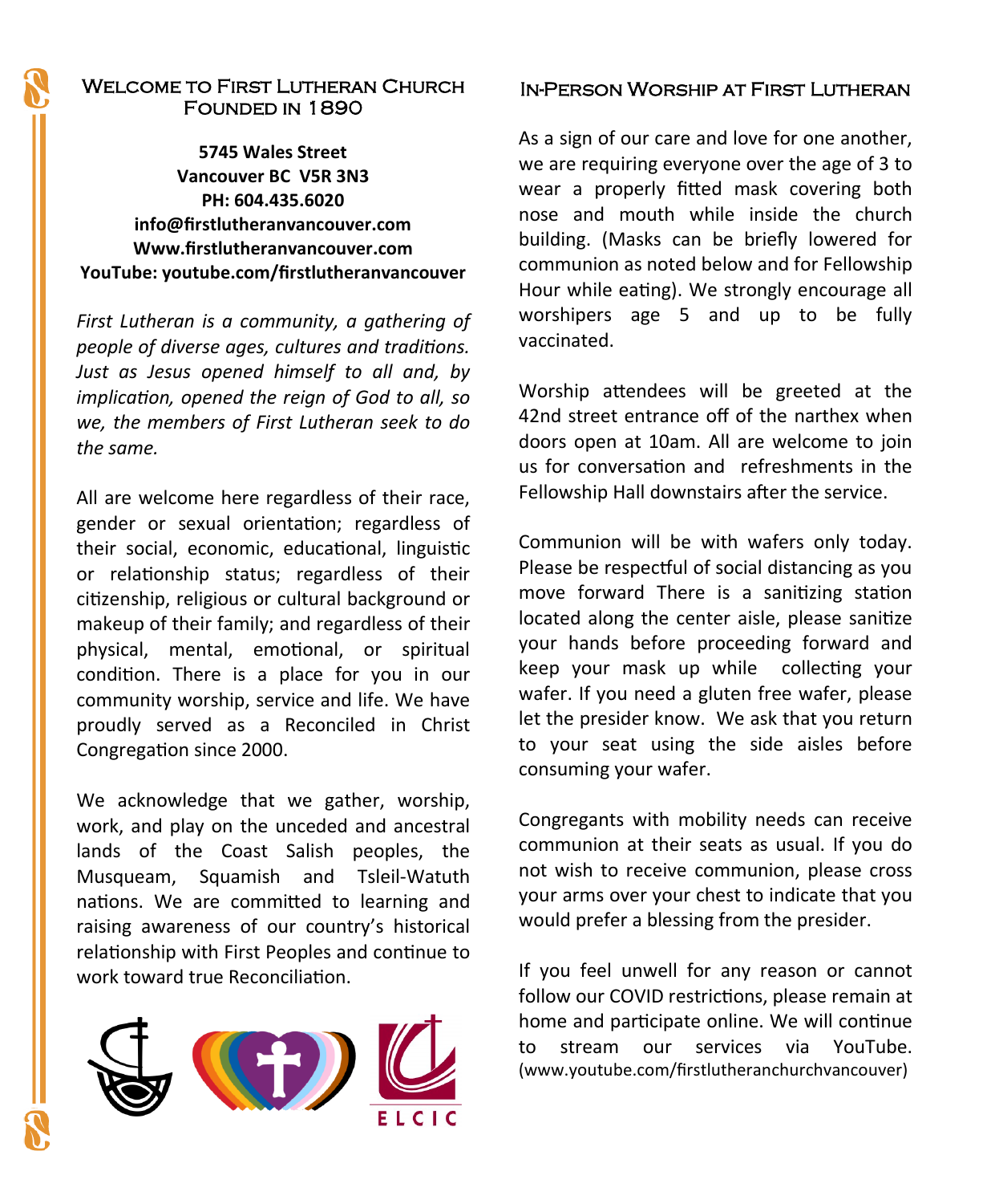## Welcome to First Lutheran Church
## Founded in 1890

**5745 Wales Street**
**Vancouver BC V5R 3N3**
**PH: 604.435.6020**
**info@firstlutheranvancouver.com**
**Www.firstlutheranvancouver.com**
**YouTube: youtube.com/firstlutheranvancouver**

*First Lutheran is a community, a gathering of people of diverse ages, cultures and traditions. Just as Jesus opened himself to all and, by implication, opened the reign of God to all, so we, the members of First Lutheran seek to do the same.*

All are welcome here regardless of their race, gender or sexual orientation; regardless of their social, economic, educational, linguistic or relationship status; regardless of their citizenship, religious or cultural background or makeup of their family; and regardless of their physical, mental, emotional, or spiritual condition. There is a place for you in our community worship, service and life. We have proudly served as a Reconciled in Christ Congregation since 2000.

We acknowledge that we gather, worship, work, and play on the unceded and ancestral lands of the Coast Salish peoples, the Musqueam, Squamish and Tsleil-Watuth nations. We are committed to learning and raising awareness of our country's historical relationship with First Peoples and continue to work toward true Reconciliation.

ELCIC

## In-Person Worship at First Lutheran

As a sign of our care and love for one another, we are requiring everyone over the age of 3 to wear a properly fitted mask covering both nose and mouth while inside the church building. (Masks can be briefly lowered for communion as noted below and for Fellowship Hour while eating). We strongly encourage all worshipers age 5 and up to be fully vaccinated.

Worship attendees will be greeted at the 42nd street entrance off of the narthex when doors open at 10am. All are welcome to join us for conversation and refreshments in the Fellowship Hall downstairs after the service.

Communion will be with wafers only today. Please be respectful of social distancing as you move forward There is a sanitizing station located along the center aisle, please sanitize your hands before proceeding forward and keep your mask up while collecting your wafer. If you need a gluten free wafer, please let the presider know. We ask that you return to your seat using the side aisles before consuming your wafer.

Congregants with mobility needs can receive communion at their seats as usual. If you do not wish to receive communion, please cross your arms over your chest to indicate that you would prefer a blessing from the presider.

If you feel unwell for any reason or cannot follow our COVID restrictions, please remain at home and participate online. We will continue to stream our services via YouTube. (www.youtube.com/firstlutheranchurchvancouver)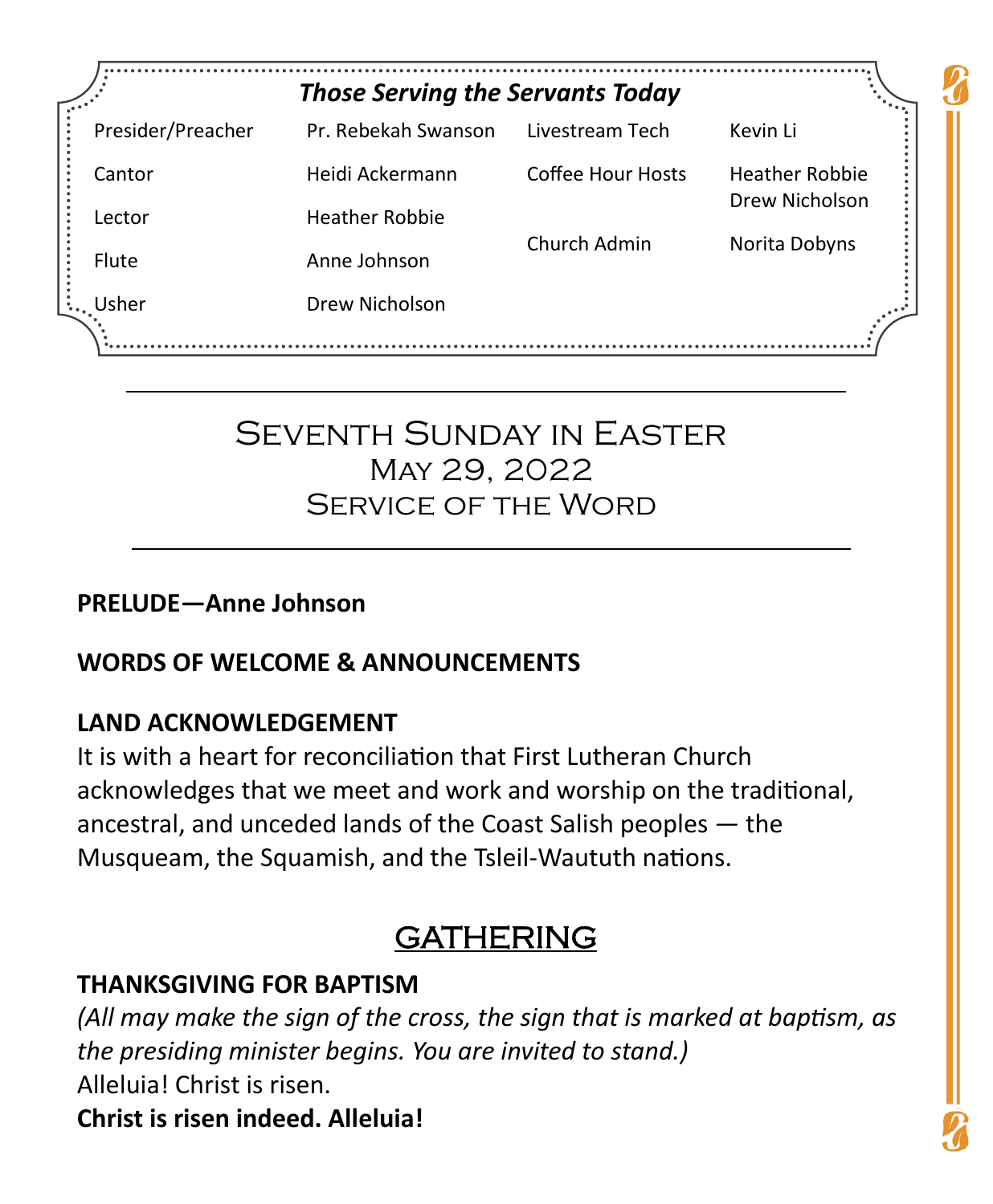### *Those Serving the Servants Today*

| | | | |
|---|---|---|---|
| Presider/Preacher | Pr. Rebekah Swanson | Livestream Tech | Kevin Li |
| Cantor | Heidi Ackermann | Coffee Hour Hosts | Heather Robbie<br>Drew Nicholson |
| Lector | Heather Robbie | Church Admin | Norita Dobyns |
| Flute | Anne Johnson | | |
| Usher | Drew Nicholson | | |

---

# Seventh Sunday in Easter
## May 29, 2022
## Service of the Word

---

**PRELUDE—Anne Johnson**

**WORDS OF WELCOME & ANNOUNCEMENTS**

**LAND ACKNOWLEDGEMENT**

It is with a heart for reconciliation that First Lutheran Church acknowledges that we meet and work and worship on the traditional, ancestral, and unceded lands of the Coast Salish peoples — the Musqueam, the Squamish, and the Tsleil-Waututh nations.

## GATHERING

**THANKSGIVING FOR BAPTISM**

*(All may make the sign of the cross, the sign that is marked at baptism, as the presiding minister begins. You are invited to stand.)*

Alleluia! Christ is risen.

**Christ is risen indeed. Alleluia!**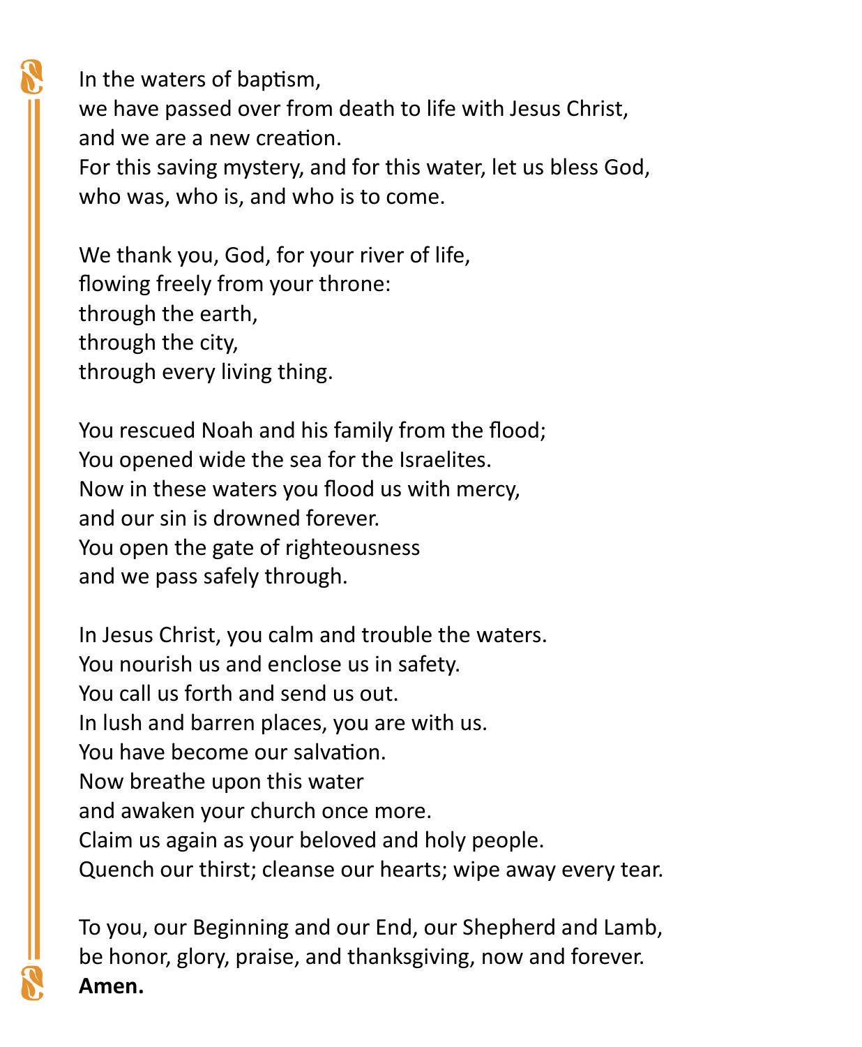In the waters of baptism,
we have passed over from death to life with Jesus Christ,
and we are a new creation.
For this saving mystery, and for this water, let us bless God,
who was, who is, and who is to come.

We thank you, God, for your river of life,
flowing freely from your throne:
through the earth,
through the city,
through every living thing.

You rescued Noah and his family from the flood;
You opened wide the sea for the Israelites.
Now in these waters you flood us with mercy,
and our sin is drowned forever.
You open the gate of righteousness
and we pass safely through.

In Jesus Christ, you calm and trouble the waters.
You nourish us and enclose us in safety.
You call us forth and send us out.
In lush and barren places, you are with us.
You have become our salvation.
Now breathe upon this water
and awaken your church once more.
Claim us again as your beloved and holy people.
Quench our thirst; cleanse our hearts; wipe away every tear.

To you, our Beginning and our End, our Shepherd and Lamb,
be honor, glory, praise, and thanksgiving, now and forever.
**Amen.**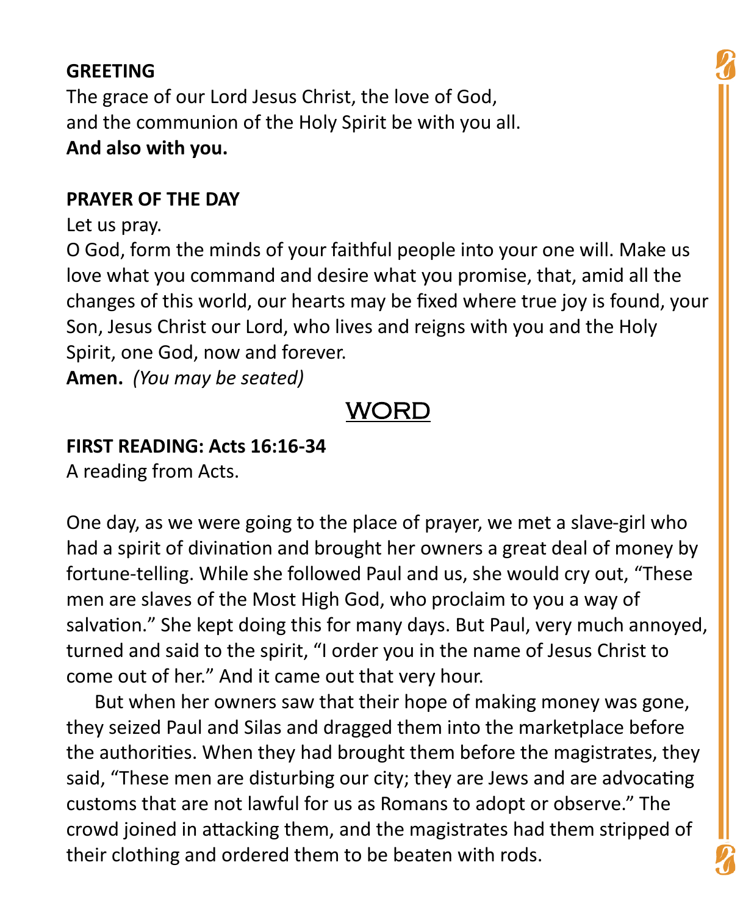**GREETING**

The grace of our Lord Jesus Christ, the love of God,
and the communion of the Holy Spirit be with you all.
**And also with you.**

**PRAYER OF THE DAY**

Let us pray.
O God, form the minds of your faithful people into your one will. Make us love what you command and desire what you promise, that, amid all the changes of this world, our hearts may be fixed where true joy is found, your Son, Jesus Christ our Lord, who lives and reigns with you and the Holy Spirit, one God, now and forever.
**Amen.** *(You may be seated)*

## WORD

**FIRST READING: Acts 16:16-34**

A reading from Acts.

One day, as we were going to the place of prayer, we met a slave-girl who had a spirit of divination and brought her owners a great deal of money by fortune-telling. While she followed Paul and us, she would cry out, "These men are slaves of the Most High God, who proclaim to you a way of salvation." She kept doing this for many days. But Paul, very much annoyed, turned and said to the spirit, "I order you in the name of Jesus Christ to come out of her." And it came out that very hour.

But when her owners saw that their hope of making money was gone, they seized Paul and Silas and dragged them into the marketplace before the authorities. When they had brought them before the magistrates, they said, "These men are disturbing our city; they are Jews and are advocating customs that are not lawful for us as Romans to adopt or observe." The crowd joined in attacking them, and the magistrates had them stripped of their clothing and ordered them to be beaten with rods.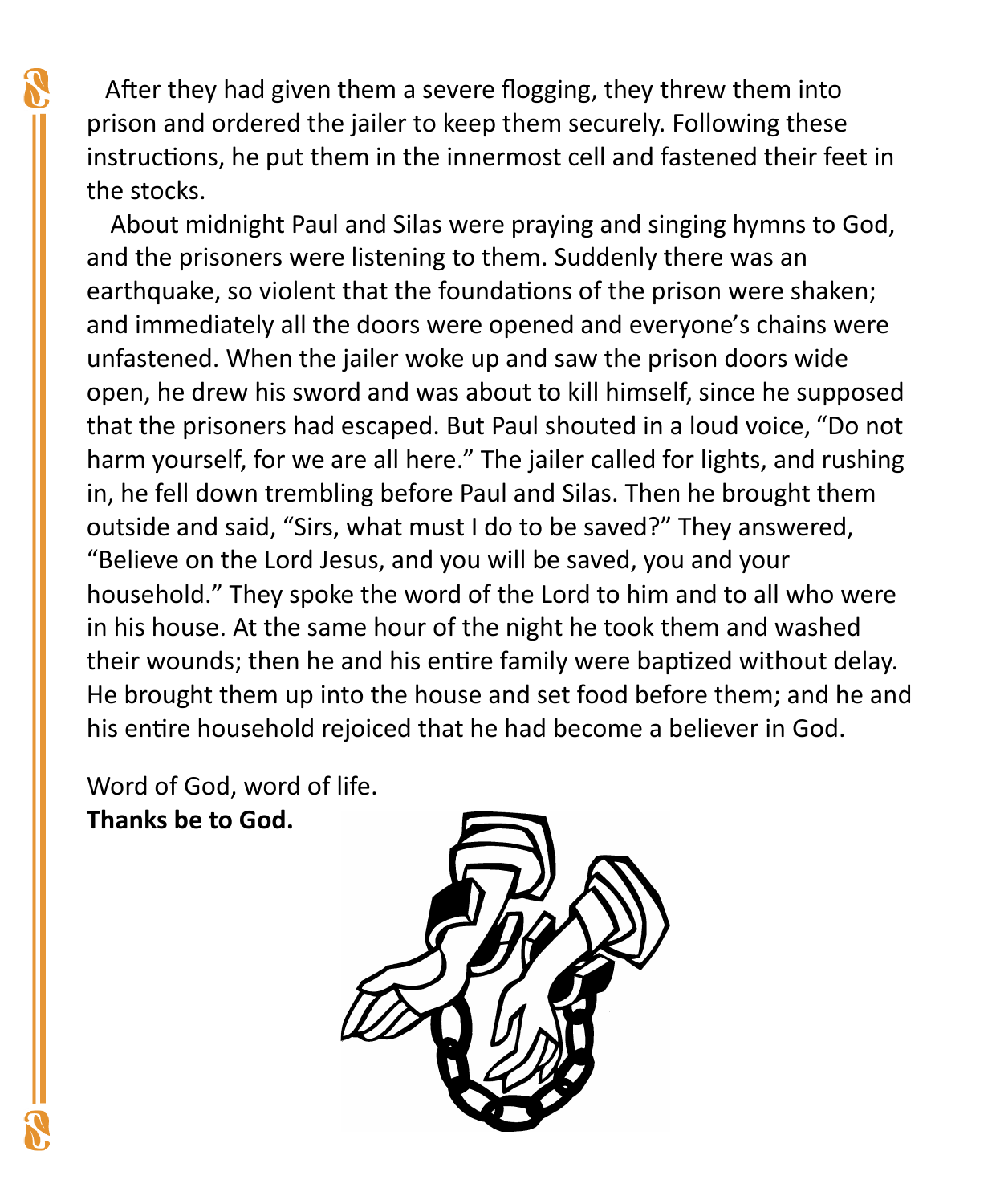After they had given them a severe flogging, they threw them into prison and ordered the jailer to keep them securely. Following these instructions, he put them in the innermost cell and fastened their feet in the stocks.

About midnight Paul and Silas were praying and singing hymns to God, and the prisoners were listening to them. Suddenly there was an earthquake, so violent that the foundations of the prison were shaken; and immediately all the doors were opened and everyone's chains were unfastened. When the jailer woke up and saw the prison doors wide open, he drew his sword and was about to kill himself, since he supposed that the prisoners had escaped. But Paul shouted in a loud voice, "Do not harm yourself, for we are all here." The jailer called for lights, and rushing in, he fell down trembling before Paul and Silas. Then he brought them outside and said, "Sirs, what must I do to be saved?" They answered, "Believe on the Lord Jesus, and you will be saved, you and your household." They spoke the word of the Lord to him and to all who were in his house. At the same hour of the night he took them and washed their wounds; then he and his entire family were baptized without delay. He brought them up into the house and set food before them; and he and his entire household rejoiced that he had become a believer in God.

Word of God, word of life.
**Thanks be to God.**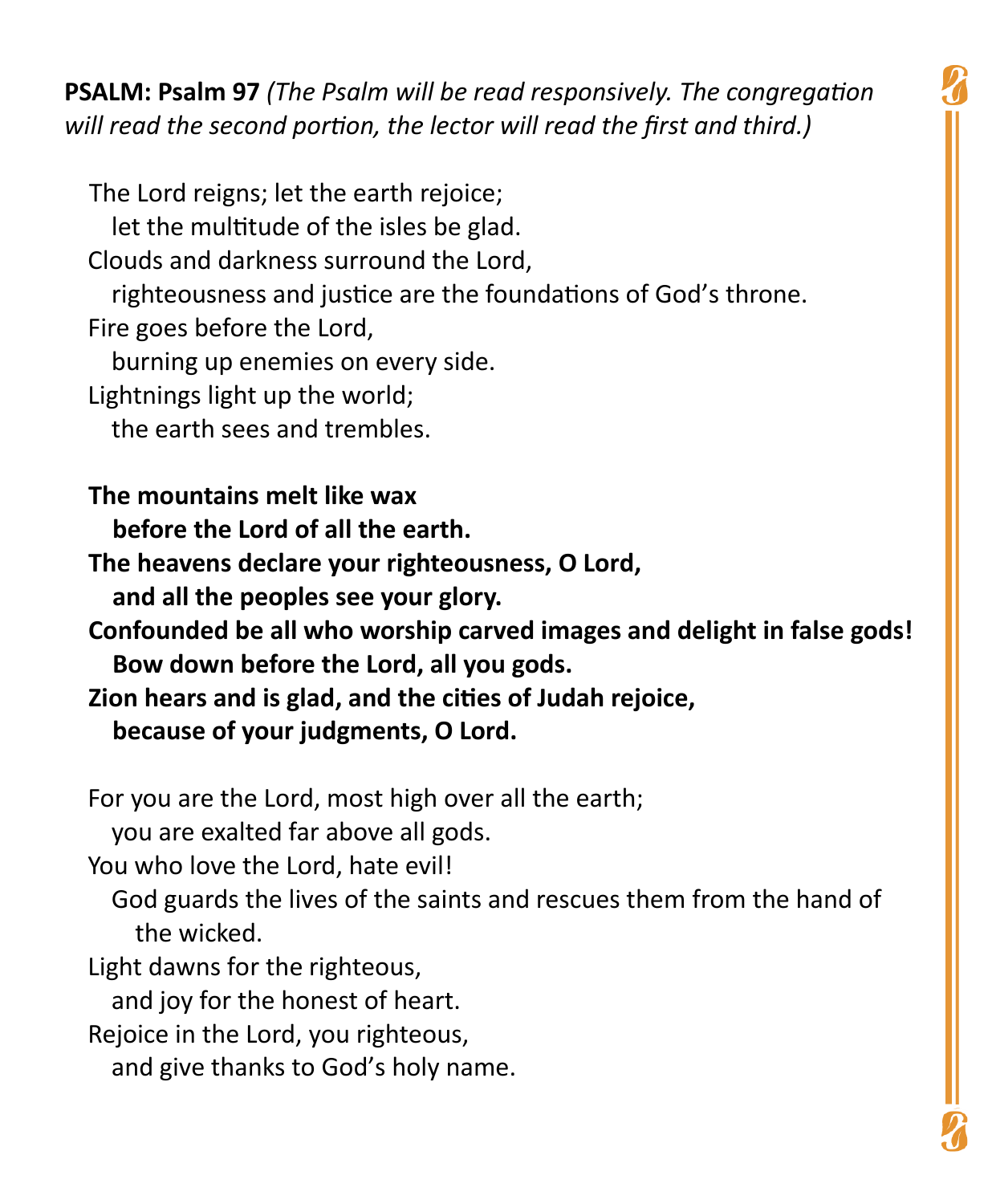**PSALM: Psalm 97** *(The Psalm will be read responsively. The congregation will read the second portion, the lector will read the first and third.)*

The Lord reigns; let the earth rejoice;  
  let the multitude of the isles be glad.  
Clouds and darkness surround the Lord,  
  righteousness and justice are the foundations of God's throne.  
Fire goes before the Lord,  
  burning up enemies on every side.  
Lightnings light up the world;  
  the earth sees and trembles.

**The mountains melt like wax**  
  **before the Lord of all the earth.**  
**The heavens declare your righteousness, O Lord,**  
  **and all the peoples see your glory.**  
**Confounded be all who worship carved images and delight in false gods!**  
  **Bow down before the Lord, all you gods.**  
**Zion hears and is glad, and the cities of Judah rejoice,**  
  **because of your judgments, O Lord.**

For you are the Lord, most high over all the earth;  
  you are exalted far above all gods.  
You who love the Lord, hate evil!  
  God guards the lives of the saints and rescues them from the hand of the wicked.  
Light dawns for the righteous,  
  and joy for the honest of heart.  
Rejoice in the Lord, you righteous,  
  and give thanks to God's holy name.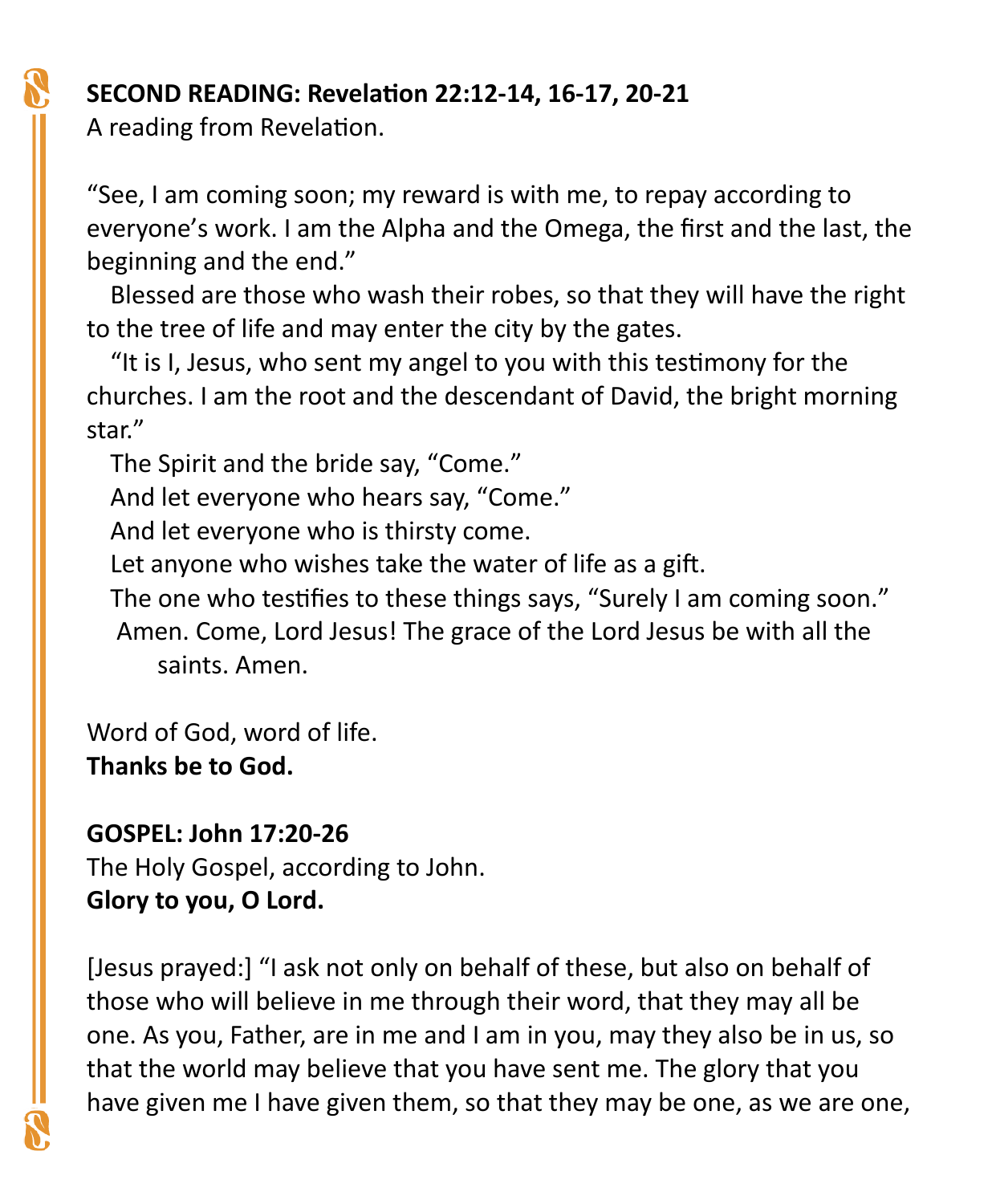**SECOND READING: Revelation 22:12-14, 16-17, 20-21**
A reading from Revelation.

"See, I am coming soon; my reward is with me, to repay according to everyone's work. I am the Alpha and the Omega, the first and the last, the beginning and the end."

Blessed are those who wash their robes, so that they will have the right to the tree of life and may enter the city by the gates.

"It is I, Jesus, who sent my angel to you with this testimony for the churches. I am the root and the descendant of David, the bright morning star."

The Spirit and the bride say, "Come."
And let everyone who hears say, "Come."
And let everyone who is thirsty come.
Let anyone who wishes take the water of life as a gift.
The one who testifies to these things says, "Surely I am coming soon."
Amen. Come, Lord Jesus! The grace of the Lord Jesus be with all the saints. Amen.

Word of God, word of life.
**Thanks be to God.**

**GOSPEL: John 17:20-26**
The Holy Gospel, according to John.
**Glory to you, O Lord.**

[Jesus prayed:] "I ask not only on behalf of these, but also on behalf of those who will believe in me through their word, that they may all be one. As you, Father, are in me and I am in you, may they also be in us, so that the world may believe that you have sent me. The glory that you have given me I have given them, so that they may be one, as we are one,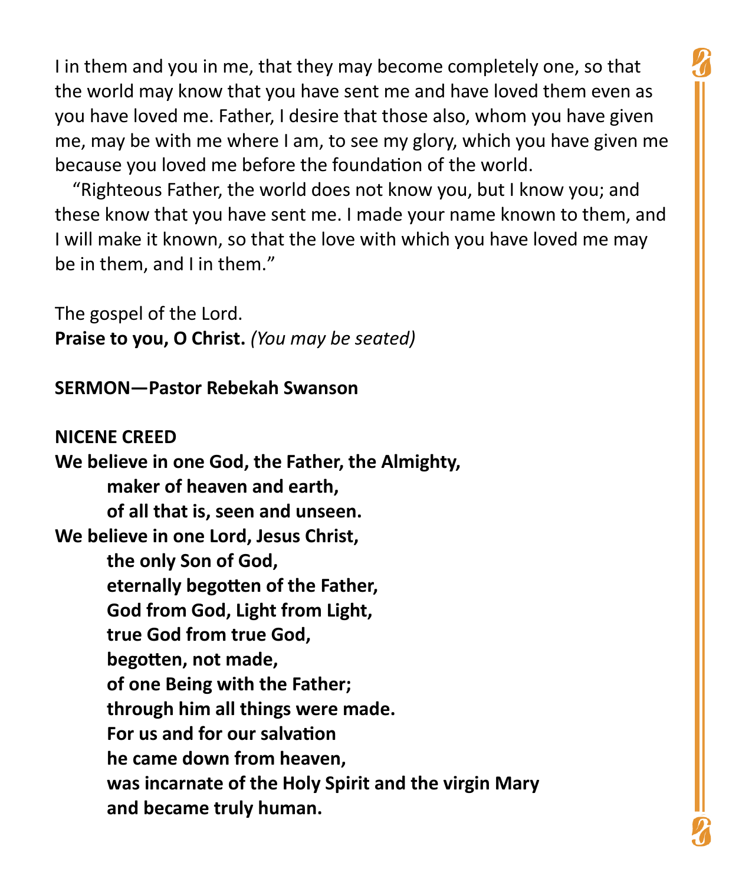I in them and you in me, that they may become completely one, so that the world may know that you have sent me and have loved them even as you have loved me. Father, I desire that those also, whom you have given me, may be with me where I am, to see my glory, which you have given me because you loved me before the foundation of the world.

"Righteous Father, the world does not know you, but I know you; and these know that you have sent me. I made your name known to them, and I will make it known, so that the love with which you have loved me may be in them, and I in them."

The gospel of the Lord.
**Praise to you, O Christ.** *(You may be seated)*

**SERMON—Pastor Rebekah Swanson**

**NICENE CREED**

**We believe in one God, the Father, the Almighty,**
**maker of heaven and earth,**
**of all that is, seen and unseen.**
**We believe in one Lord, Jesus Christ,**
**the only Son of God,**
**eternally begotten of the Father,**
**God from God, Light from Light,**
**true God from true God,**
**begotten, not made,**
**of one Being with the Father;**
**through him all things were made.**
**For us and for our salvation**
**he came down from heaven,**
**was incarnate of the Holy Spirit and the virgin Mary**
**and became truly human.**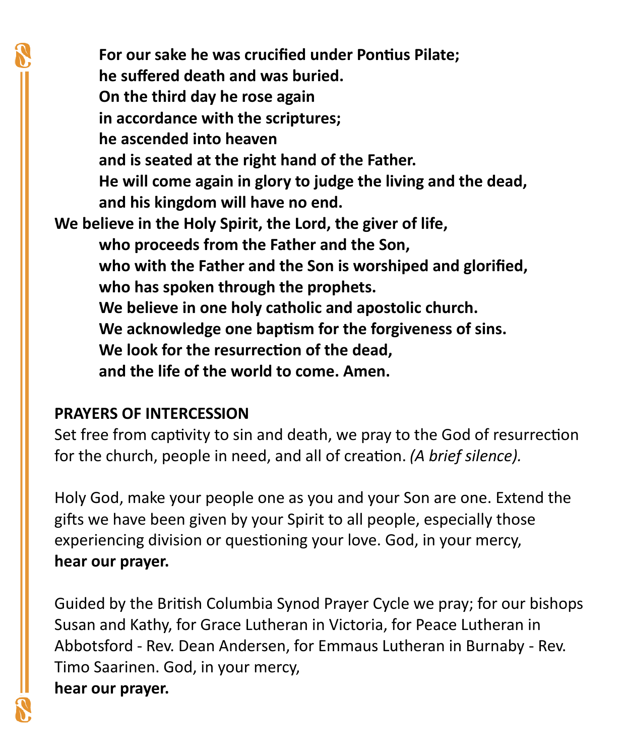**For our sake he was crucified under Pontius Pilate;**
**he suffered death and was buried.**
**On the third day he rose again**
**in accordance with the scriptures;**
**he ascended into heaven**
**and is seated at the right hand of the Father.**
**He will come again in glory to judge the living and the dead,**
**and his kingdom will have no end.**

**We believe in the Holy Spirit, the Lord, the giver of life,**
**who proceeds from the Father and the Son,**
**who with the Father and the Son is worshiped and glorified,**
**who has spoken through the prophets.**
**We believe in one holy catholic and apostolic church.**
**We acknowledge one baptism for the forgiveness of sins.**
**We look for the resurrection of the dead,**
**and the life of the world to come. Amen.**

**PRAYERS OF INTERCESSION**

Set free from captivity to sin and death, we pray to the God of resurrection for the church, people in need, and all of creation. *(A brief silence).*

Holy God, make your people one as you and your Son are one. Extend the gifts we have been given by your Spirit to all people, especially those experiencing division or questioning your love. God, in your mercy,
**hear our prayer.**

Guided by the British Columbia Synod Prayer Cycle we pray; for our bishops Susan and Kathy, for Grace Lutheran in Victoria, for Peace Lutheran in Abbotsford - Rev. Dean Andersen, for Emmaus Lutheran in Burnaby - Rev. Timo Saarinen. God, in your mercy,
**hear our prayer.**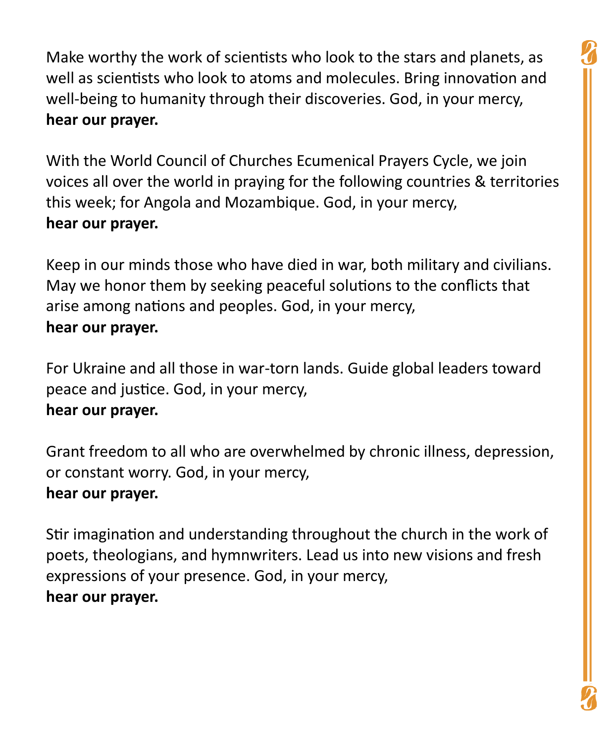Make worthy the work of scientists who look to the stars and planets, as well as scientists who look to atoms and molecules. Bring innovation and well-being to humanity through their discoveries. God, in your mercy,
**hear our prayer.**

With the World Council of Churches Ecumenical Prayers Cycle, we join voices all over the world in praying for the following countries & territories this week; for Angola and Mozambique. God, in your mercy,
**hear our prayer.**

Keep in our minds those who have died in war, both military and civilians. May we honor them by seeking peaceful solutions to the conflicts that arise among nations and peoples. God, in your mercy,
**hear our prayer.**

For Ukraine and all those in war-torn lands. Guide global leaders toward peace and justice. God, in your mercy,
**hear our prayer.**

Grant freedom to all who are overwhelmed by chronic illness, depression, or constant worry. God, in your mercy,
**hear our prayer.**

Stir imagination and understanding throughout the church in the work of poets, theologians, and hymnwriters. Lead us into new visions and fresh expressions of your presence. God, in your mercy,
**hear our prayer.**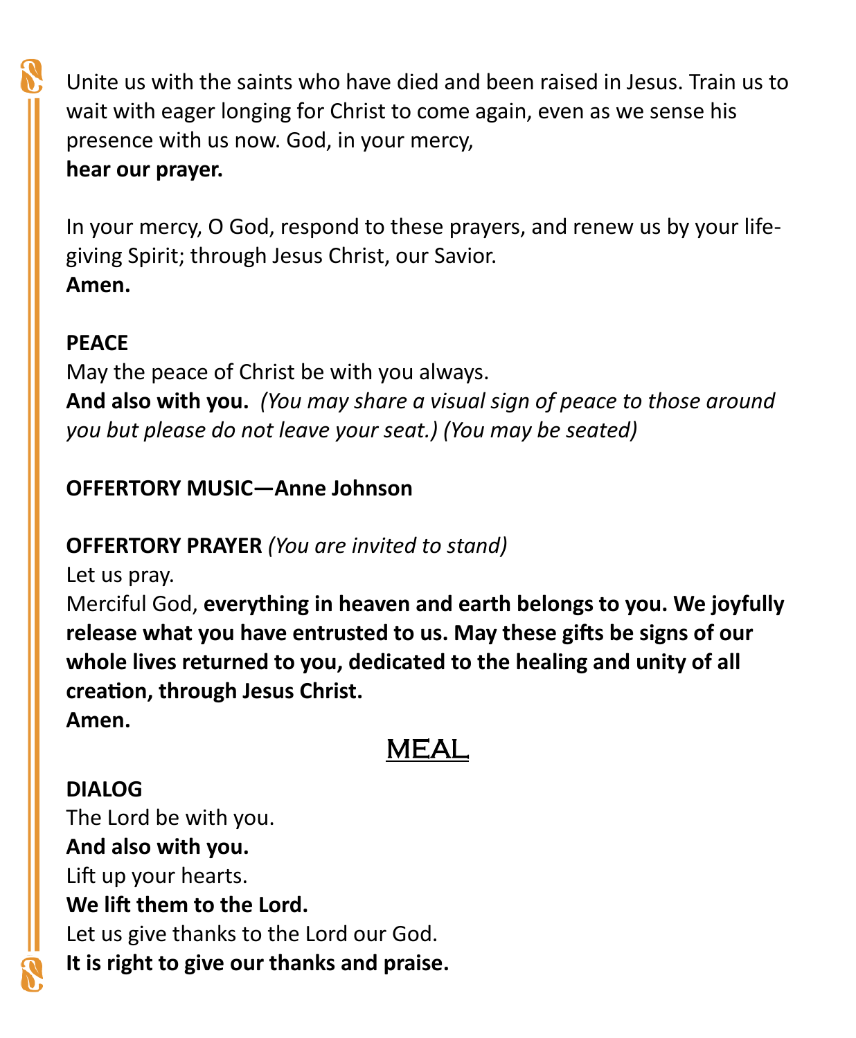Unite us with the saints who have died and been raised in Jesus. Train us to wait with eager longing for Christ to come again, even as we sense his presence with us now. God, in your mercy,
**hear our prayer.**

In your mercy, O God, respond to these prayers, and renew us by your life-giving Spirit; through Jesus Christ, our Savior.
**Amen.**

**PEACE**
May the peace of Christ be with you always.
**And also with you.** *(You may share a visual sign of peace to those around you but please do not leave your seat.) (You may be seated)*

**OFFERTORY MUSIC—Anne Johnson**

**OFFERTORY PRAYER** *(You are invited to stand)*
Let us pray.
Merciful God, **everything in heaven and earth belongs to you. We joyfully release what you have entrusted to us. May these gifts be signs of our whole lives returned to you, dedicated to the healing and unity of all creation, through Jesus Christ.**
**Amen.**

## MEAL

**DIALOG**
The Lord be with you.
**And also with you.**
Lift up your hearts.
**We lift them to the Lord.**
Let us give thanks to the Lord our God.
**It is right to give our thanks and praise.**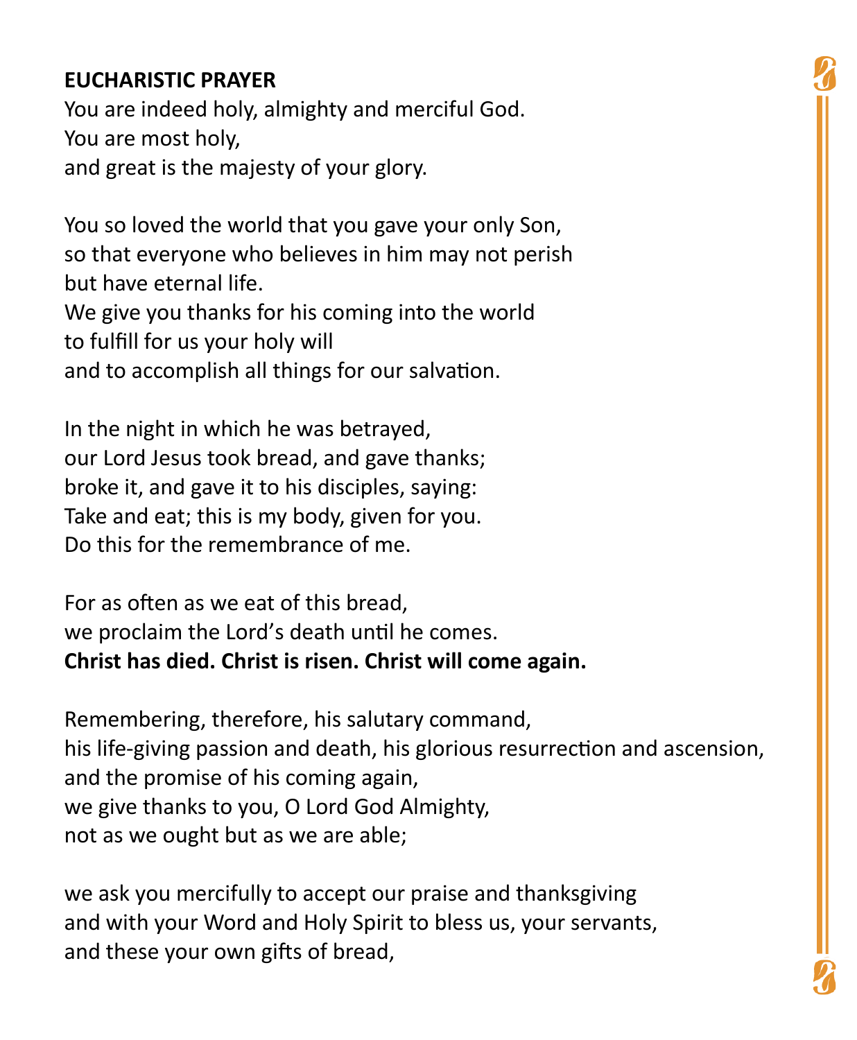**EUCHARISTIC PRAYER**

You are indeed holy, almighty and merciful God.
You are most holy,
and great is the majesty of your glory.

You so loved the world that you gave your only Son,
so that everyone who believes in him may not perish
but have eternal life.
We give you thanks for his coming into the world
to fulfill for us your holy will
and to accomplish all things for our salvation.

In the night in which he was betrayed,
our Lord Jesus took bread, and gave thanks;
broke it, and gave it to his disciples, saying:
Take and eat; this is my body, given for you.
Do this for the remembrance of me.

For as often as we eat of this bread,
we proclaim the Lord's death until he comes.
**Christ has died. Christ is risen. Christ will come again.**

Remembering, therefore, his salutary command,
his life-giving passion and death, his glorious resurrection and ascension,
and the promise of his coming again,
we give thanks to you, O Lord God Almighty,
not as we ought but as we are able;

we ask you mercifully to accept our praise and thanksgiving
and with your Word and Holy Spirit to bless us, your servants,
and these your own gifts of bread,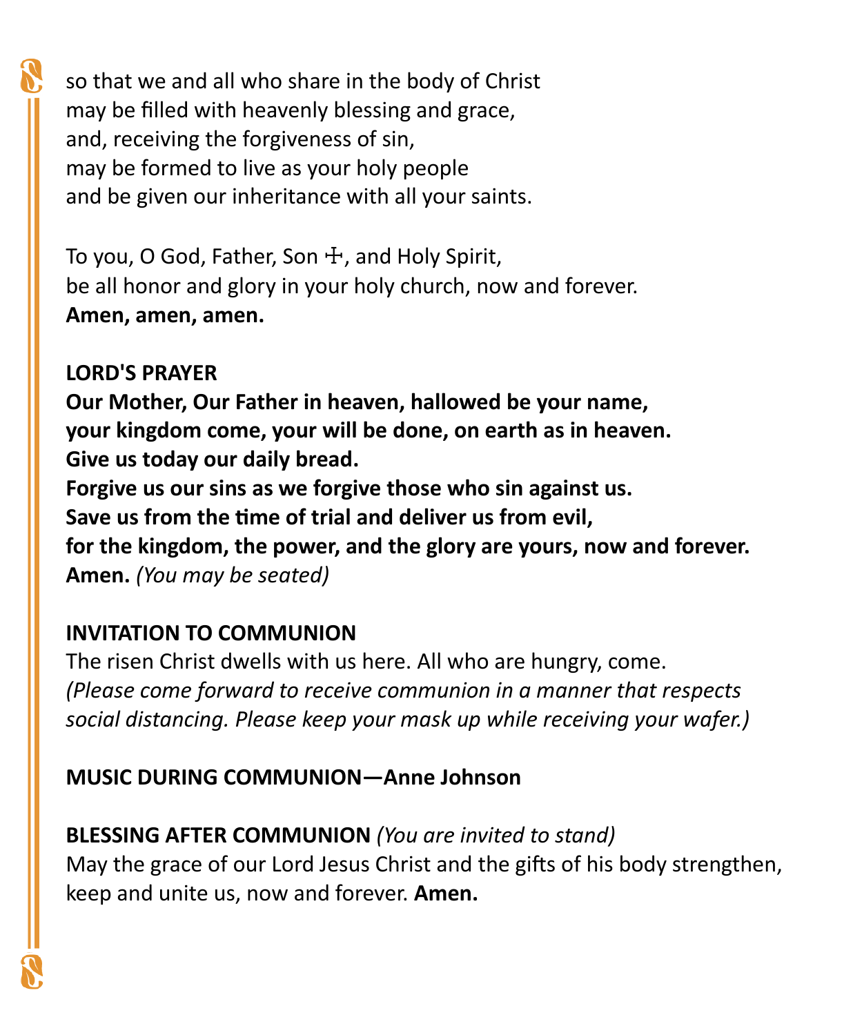so that we and all who share in the body of Christ
may be filled with heavenly blessing and grace,
and, receiving the forgiveness of sin,
may be formed to live as your holy people
and be given our inheritance with all your saints.

To you, O God, Father, Son ☩, and Holy Spirit,
be all honor and glory in your holy church, now and forever.
**Amen, amen, amen.**

**LORD'S PRAYER**

**Our Mother, Our Father in heaven, hallowed be your name,**
**your kingdom come, your will be done, on earth as in heaven.**
**Give us today our daily bread.**
**Forgive us our sins as we forgive those who sin against us.**
**Save us from the time of trial and deliver us from evil,**
**for the kingdom, the power, and the glory are yours, now and forever.**
**Amen.** *(You may be seated)*

**INVITATION TO COMMUNION**

The risen Christ dwells with us here. All who are hungry, come.
*(Please come forward to receive communion in a manner that respects social distancing. Please keep your mask up while receiving your wafer.)*

**MUSIC DURING COMMUNION—Anne Johnson**

**BLESSING AFTER COMMUNION** *(You are invited to stand)*

May the grace of our Lord Jesus Christ and the gifts of his body strengthen, keep and unite us, now and forever. **Amen.**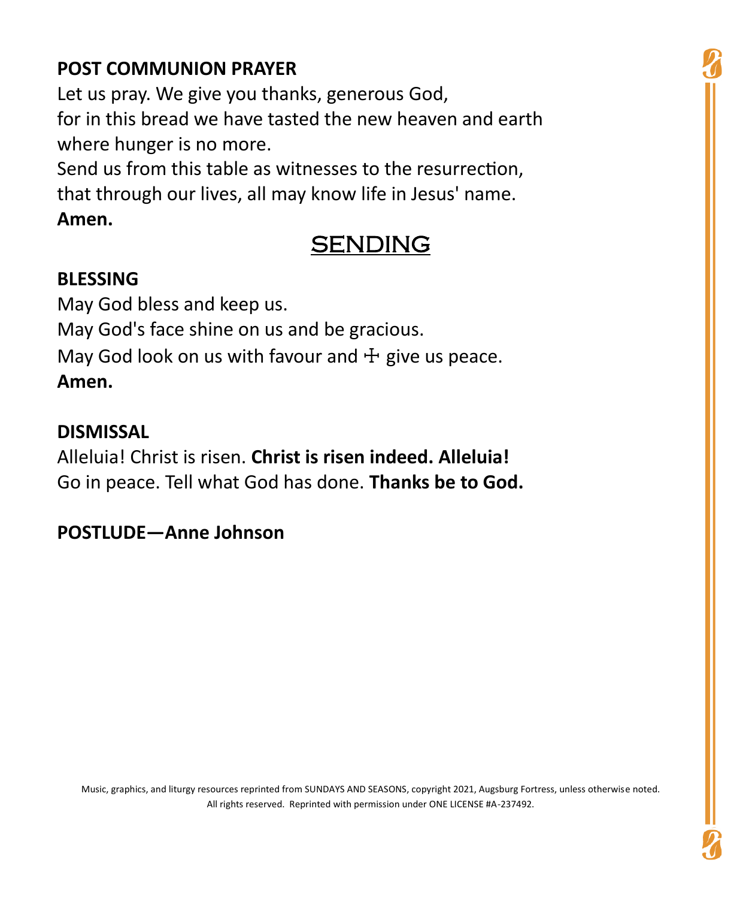**POST COMMUNION PRAYER**

Let us pray. We give you thanks, generous God,
for in this bread we have tasted the new heaven and earth
where hunger is no more.
Send us from this table as witnesses to the resurrection,
that through our lives, all may know life in Jesus' name.
**Amen.**

## SENDING

**BLESSING**

May God bless and keep us.
May God's face shine on us and be gracious.
May God look on us with favour and ☩ give us peace.
**Amen.**

**DISMISSAL**

Alleluia! Christ is risen. **Christ is risen indeed. Alleluia!**
Go in peace. Tell what God has done. **Thanks be to God.**

**POSTLUDE—Anne Johnson**

Music, graphics, and liturgy resources reprinted from SUNDAYS AND SEASONS, copyright 2021, Augsburg Fortress, unless otherwise noted. All rights reserved. Reprinted with permission under ONE LICENSE #A-237492.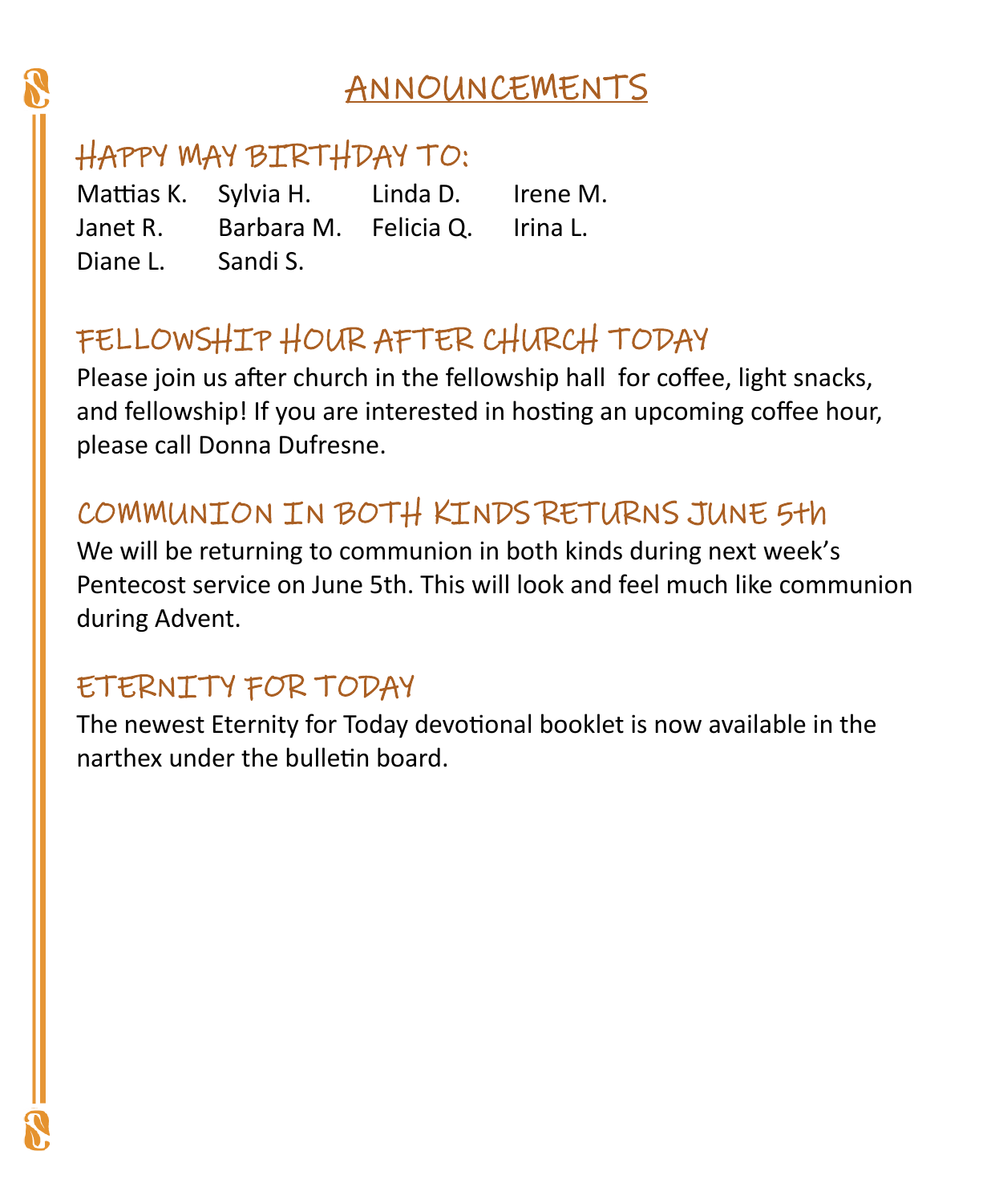# ANNOUNCEMENTS

## HAPPY MAY BIRTHDAY TO:

| | | | |
|---|---|---|---|
| Mattias K. | Sylvia H. | Linda D. | Irene M. |
| Janet R. | Barbara M. | Felicia Q. | Irina L. |
| Diane L. | Sandi S. | | |

## FELLOWSHIP HOUR AFTER CHURCH TODAY

Please join us after church in the fellowship hall for coffee, light snacks, and fellowship! If you are interested in hosting an upcoming coffee hour, please call Donna Dufresne.

## COMMUNION IN BOTH KINDS RETURNS JUNE 5th

We will be returning to communion in both kinds during next week's Pentecost service on June 5th. This will look and feel much like communion during Advent.

## ETERNITY FOR TODAY

The newest Eternity for Today devotional booklet is now available in the narthex under the bulletin board.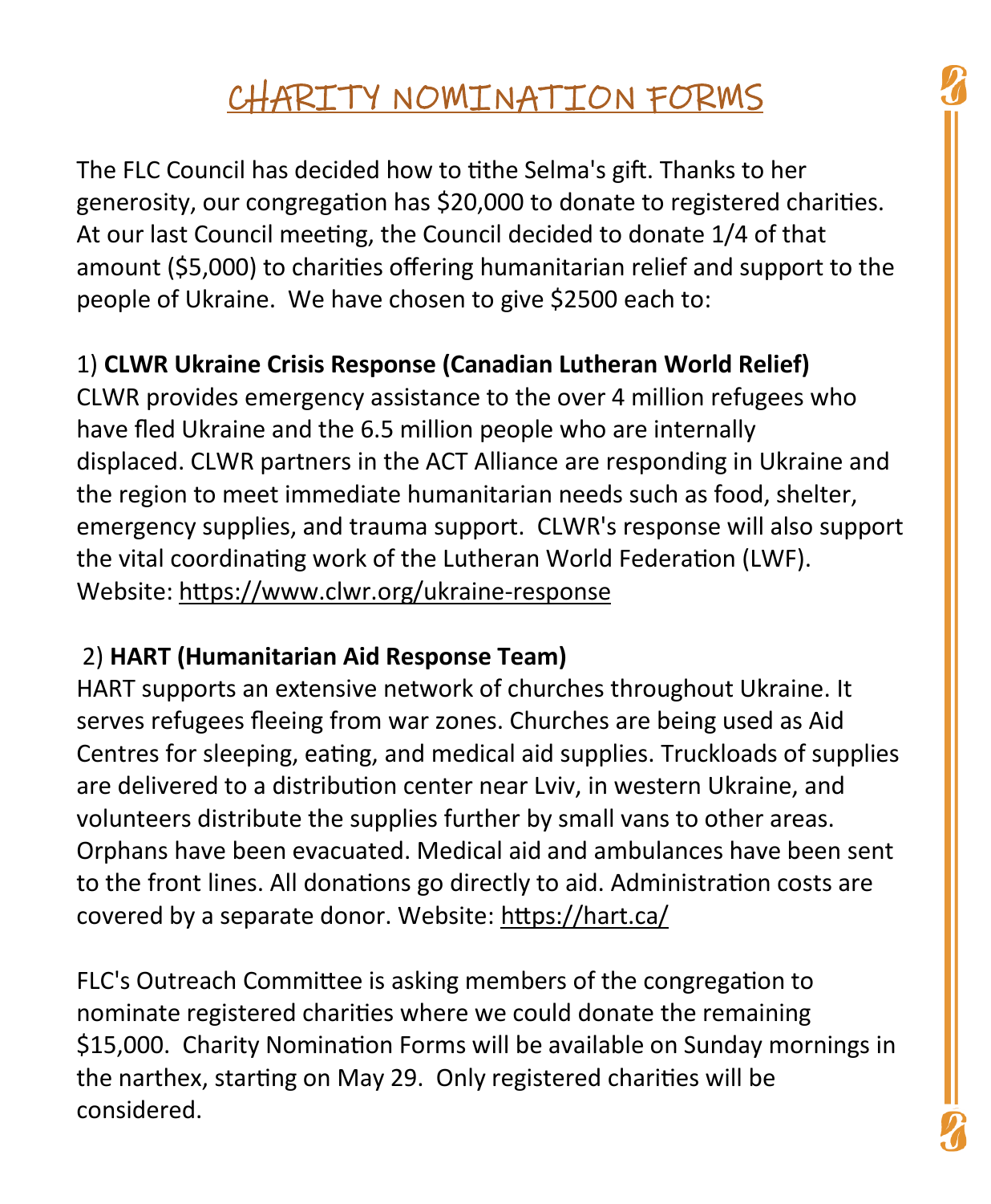# CHARITY NOMINATION FORMS

The FLC Council has decided how to tithe Selma's gift. Thanks to her generosity, our congregation has $20,000 to donate to registered charities. At our last Council meeting, the Council decided to donate 1/4 of that amount ($5,000) to charities offering humanitarian relief and support to the people of Ukraine. We have chosen to give $2500 each to:

1) **CLWR Ukraine Crisis Response (Canadian Lutheran World Relief)**
CLWR provides emergency assistance to the over 4 million refugees who have fled Ukraine and the 6.5 million people who are internally displaced. CLWR partners in the ACT Alliance are responding in Ukraine and the region to meet immediate humanitarian needs such as food, shelter, emergency supplies, and trauma support. CLWR's response will also support the vital coordinating work of the Lutheran World Federation (LWF). Website: https://www.clwr.org/ukraine-response

2) **HART (Humanitarian Aid Response Team)**
HART supports an extensive network of churches throughout Ukraine. It serves refugees fleeing from war zones. Churches are being used as Aid Centres for sleeping, eating, and medical aid supplies. Truckloads of supplies are delivered to a distribution center near Lviv, in western Ukraine, and volunteers distribute the supplies further by small vans to other areas. Orphans have been evacuated. Medical aid and ambulances have been sent to the front lines. All donations go directly to aid. Administration costs are covered by a separate donor. Website: https://hart.ca/

FLC's Outreach Committee is asking members of the congregation to nominate registered charities where we could donate the remaining $15,000. Charity Nomination Forms will be available on Sunday mornings in the narthex, starting on May 29. Only registered charities will be considered.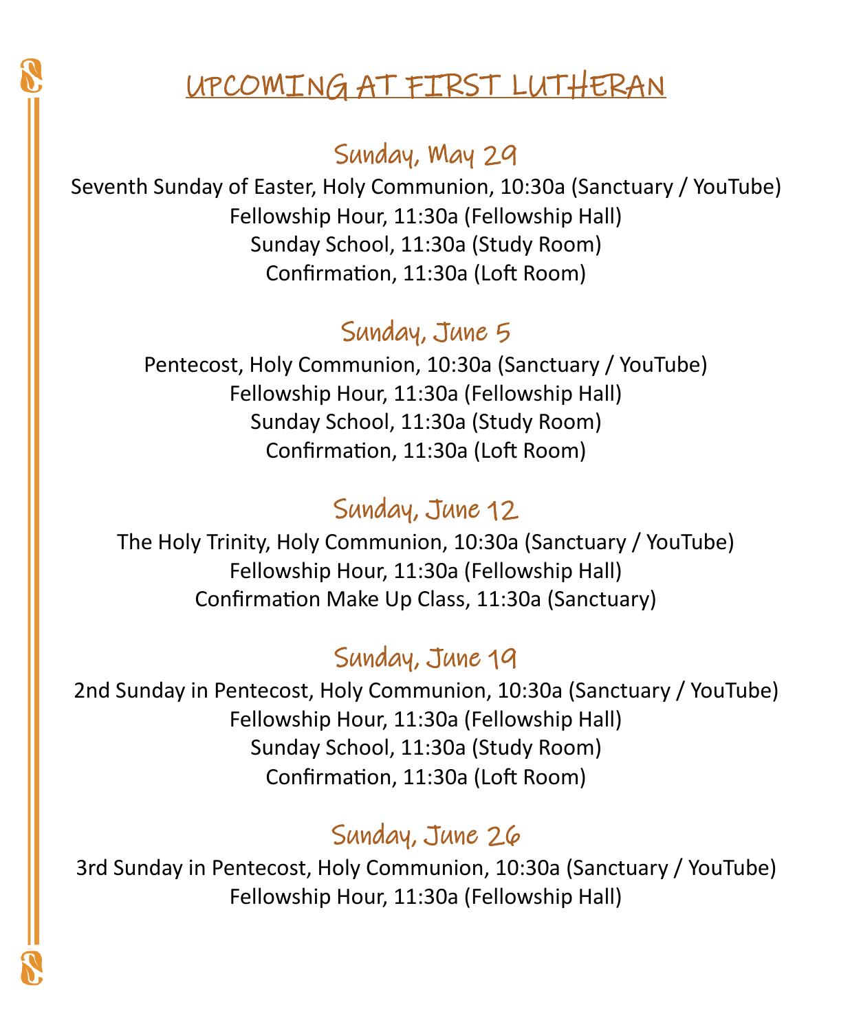# UPCOMING AT FIRST LUTHERAN

## Sunday, May 29

Seventh Sunday of Easter, Holy Communion, 10:30a (Sanctuary / YouTube)
Fellowship Hour, 11:30a (Fellowship Hall)
Sunday School, 11:30a (Study Room)
Confirmation, 11:30a (Loft Room)

## Sunday, June 5

Pentecost, Holy Communion, 10:30a (Sanctuary / YouTube)
Fellowship Hour, 11:30a (Fellowship Hall)
Sunday School, 11:30a (Study Room)
Confirmation, 11:30a (Loft Room)

## Sunday, June 12

The Holy Trinity, Holy Communion, 10:30a (Sanctuary / YouTube)
Fellowship Hour, 11:30a (Fellowship Hall)
Confirmation Make Up Class, 11:30a (Sanctuary)

## Sunday, June 19

2nd Sunday in Pentecost, Holy Communion, 10:30a (Sanctuary / YouTube)
Fellowship Hour, 11:30a (Fellowship Hall)
Sunday School, 11:30a (Study Room)
Confirmation, 11:30a (Loft Room)

## Sunday, June 26

3rd Sunday in Pentecost, Holy Communion, 10:30a (Sanctuary / YouTube)
Fellowship Hour, 11:30a (Fellowship Hall)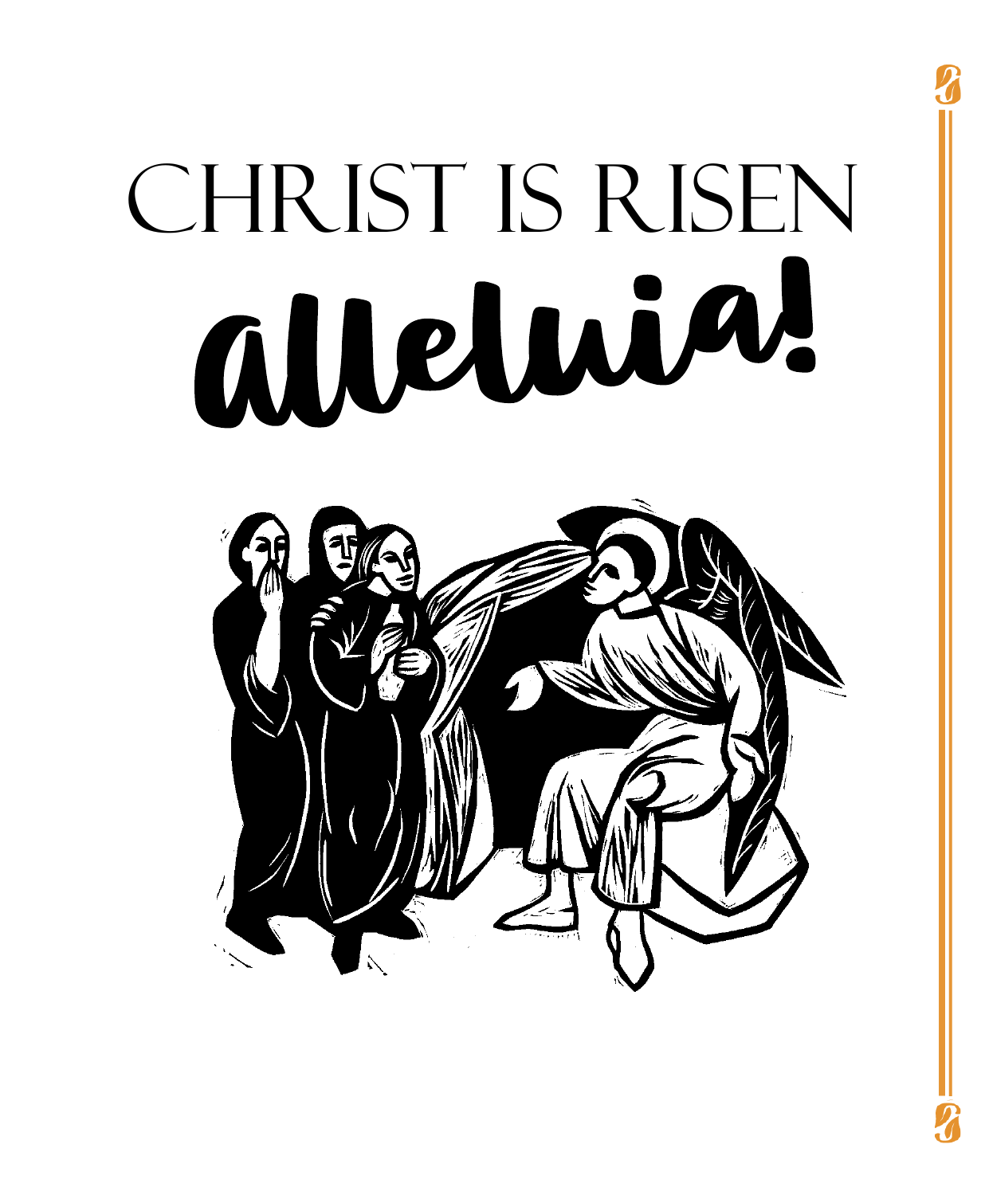# CHRIST IS RISEN

# alleluia!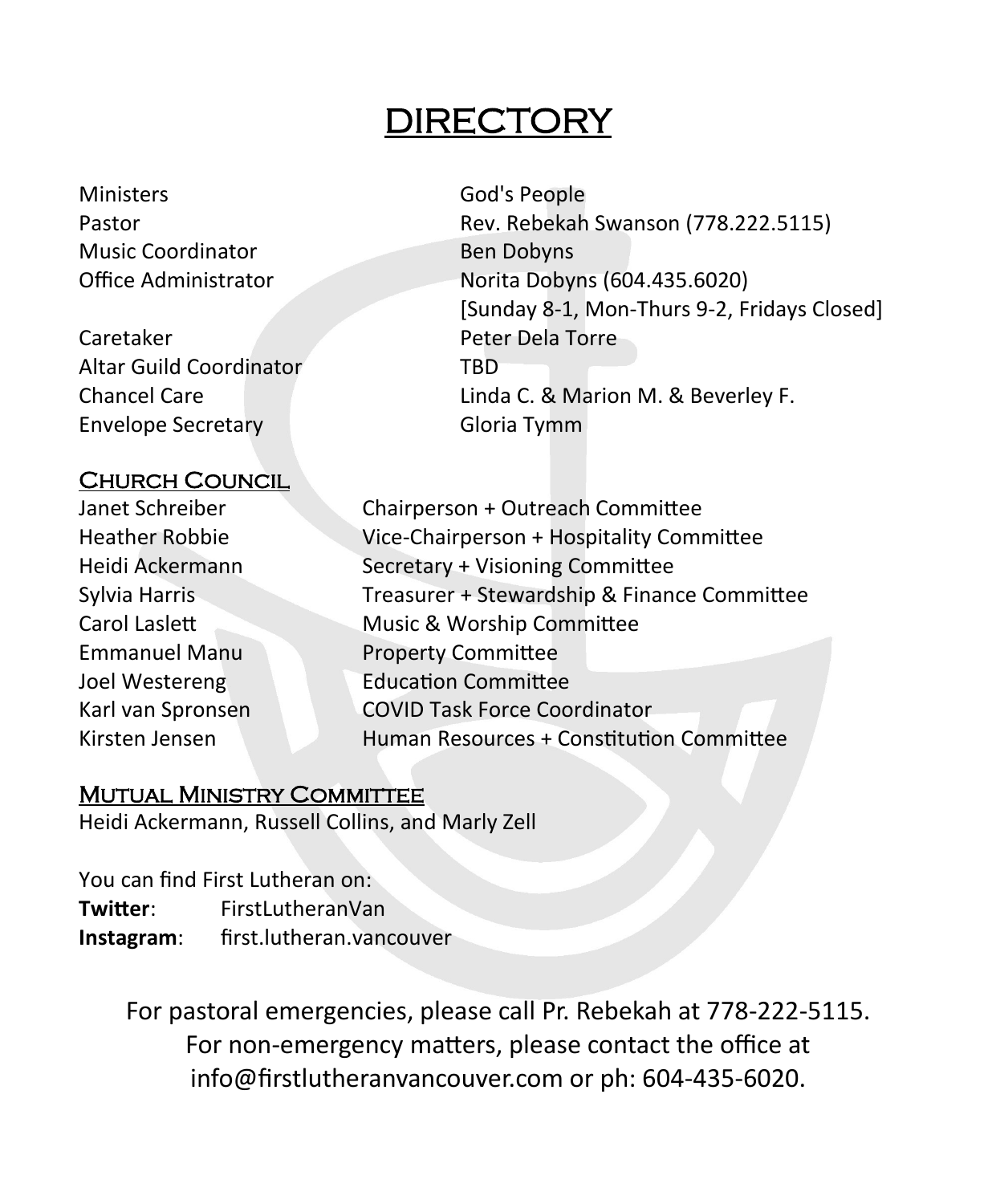# DIRECTORY

| | |
|---|---|
| Ministers | God's People |
| Pastor | Rev. Rebekah Swanson (778.222.5115) |
| Music Coordinator | Ben Dobyns |
| Office Administrator | Norita Dobyns (604.435.6020) [Sunday 8-1, Mon-Thurs 9-2, Fridays Closed] |
| Caretaker | Peter Dela Torre |
| Altar Guild Coordinator | TBD |
| Chancel Care | Linda C. & Marion M. & Beverley F. |
| Envelope Secretary | Gloria Tymm |

## Church Council

| | |
|---|---|
| Janet Schreiber | Chairperson + Outreach Committee |
| Heather Robbie | Vice-Chairperson + Hospitality Committee |
| Heidi Ackermann | Secretary + Visioning Committee |
| Sylvia Harris | Treasurer + Stewardship & Finance Committee |
| Carol Laslett | Music & Worship Committee |
| Emmanuel Manu | Property Committee |
| Joel Westereng | Education Committee |
| Karl van Spronsen | COVID Task Force Coordinator |
| Kirsten Jensen | Human Resources + Constitution Committee |

## Mutual Ministry Committee

Heidi Ackermann, Russell Collins, and Marly Zell

You can find First Lutheran on:

**Twitter**: FirstLutheranVan

**Instagram**: first.lutheran.vancouver

For pastoral emergencies, please call Pr. Rebekah at 778-222-5115.
For non-emergency matters, please contact the office at
info@firstlutheranvancouver.com or ph: 604-435-6020.